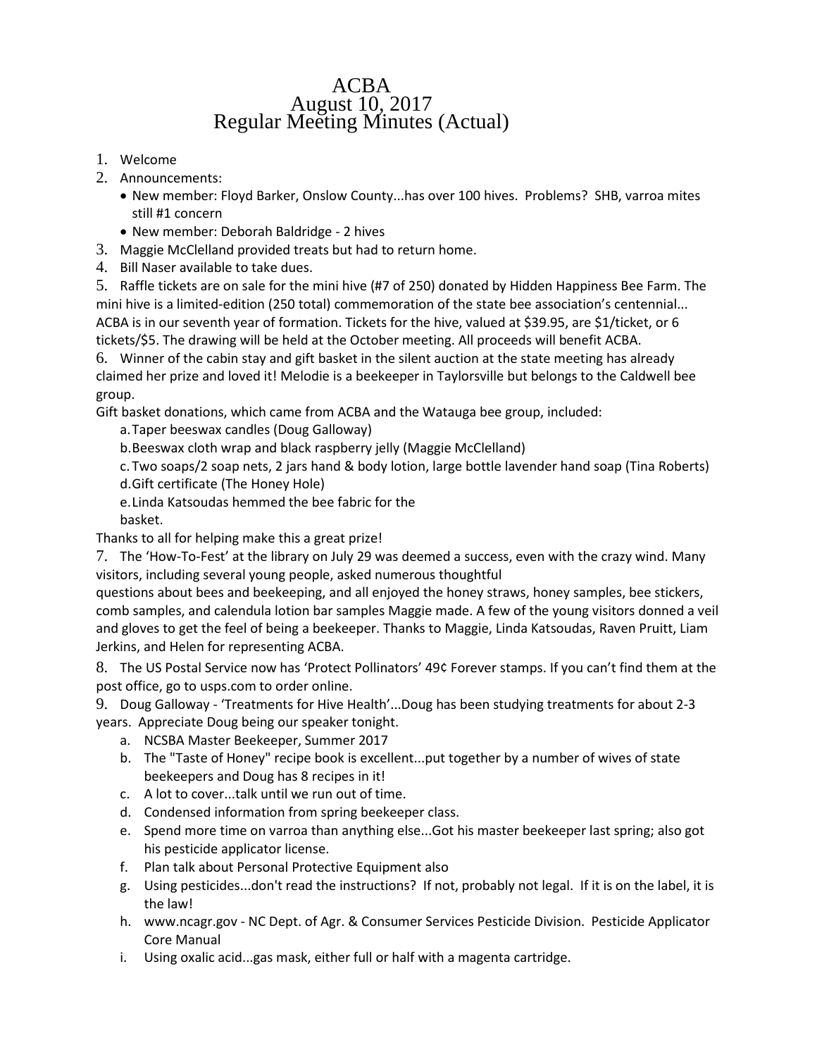# ACBA
# August 10, 2017
# Regular Meeting Minutes (Actual)

1. Welcome
2. Announcements:
   - New member: Floyd Barker, Onslow County...has over 100 hives. Problems? SHB, varroa mites still #1 concern
   - New member: Deborah Baldridge - 2 hives
3. Maggie McClelland provided treats but had to return home.
4. Bill Naser available to take dues.
5. Raffle tickets are on sale for the mini hive (#7 of 250) donated by Hidden Happiness Bee Farm. The mini hive is a limited-edition (250 total) commemoration of the state bee association's centennial... ACBA is in our seventh year of formation. Tickets for the hive, valued at $39.95, are $1/ticket, or 6 tickets/$5. The drawing will be held at the October meeting. All proceeds will benefit ACBA.
6. Winner of the cabin stay and gift basket in the silent auction at the state meeting has already claimed her prize and loved it! Melodie is a beekeeper in Taylorsville but belongs to the Caldwell bee group.

Gift basket donations, which came from ACBA and the Watauga bee group, included:

   a. Taper beeswax candles (Doug Galloway)
   b. Beeswax cloth wrap and black raspberry jelly (Maggie McClelland)
   c. Two soaps/2 soap nets, 2 jars hand & body lotion, large bottle lavender hand soap (Tina Roberts)
   d. Gift certificate (The Honey Hole)
   e. Linda Katsoudas hemmed the bee fabric for the basket.

Thanks to all for helping make this a great prize!

7. The 'How-To-Fest' at the library on July 29 was deemed a success, even with the crazy wind. Many visitors, including several young people, asked numerous thoughtful questions about bees and beekeeping, and all enjoyed the honey straws, honey samples, bee stickers, comb samples, and calendula lotion bar samples Maggie made. A few of the young visitors donned a veil and gloves to get the feel of being a beekeeper. Thanks to Maggie, Linda Katsoudas, Raven Pruitt, Liam Jerkins, and Helen for representing ACBA.
8. The US Postal Service now has 'Protect Pollinators' 49¢ Forever stamps. If you can't find them at the post office, go to usps.com to order online.
9. Doug Galloway - 'Treatments for Hive Health'...Doug has been studying treatments for about 2-3 years. Appreciate Doug being our speaker tonight.
   a. NCSBA Master Beekeeper, Summer 2017
   b. The "Taste of Honey" recipe book is excellent...put together by a number of wives of state beekeepers and Doug has 8 recipes in it!
   c. A lot to cover...talk until we run out of time.
   d. Condensed information from spring beekeeper class.
   e. Spend more time on varroa than anything else...Got his master beekeeper last spring; also got his pesticide applicator license.
   f. Plan talk about Personal Protective Equipment also
   g. Using pesticides...don't read the instructions? If not, probably not legal. If it is on the label, it is the law!
   h. www.ncagr.gov - NC Dept. of Agr. & Consumer Services Pesticide Division. Pesticide Applicator Core Manual
   i. Using oxalic acid...gas mask, either full or half with a magenta cartridge.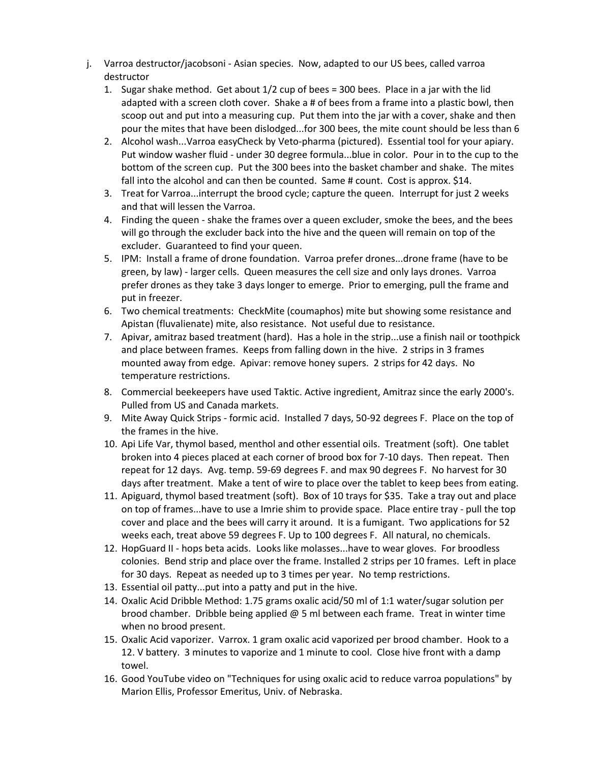j. Varroa destructor/jacobsoni - Asian species. Now, adapted to our US bees, called varroa destructor
   1. Sugar shake method. Get about 1/2 cup of bees = 300 bees. Place in a jar with the lid adapted with a screen cloth cover. Shake a # of bees from a frame into a plastic bowl, then scoop out and put into a measuring cup. Put them into the jar with a cover, shake and then pour the mites that have been dislodged...for 300 bees, the mite count should be less than 6
   2. Alcohol wash...Varroa easyCheck by Veto-pharma (pictured). Essential tool for your apiary. Put window washer fluid - under 30 degree formula...blue in color. Pour in to the cup to the bottom of the screen cup. Put the 300 bees into the basket chamber and shake. The mites fall into the alcohol and can then be counted. Same # count. Cost is approx. $14.
   3. Treat for Varroa...interrupt the brood cycle; capture the queen. Interrupt for just 2 weeks and that will lessen the Varroa.
   4. Finding the queen - shake the frames over a queen excluder, smoke the bees, and the bees will go through the excluder back into the hive and the queen will remain on top of the excluder. Guaranteed to find your queen.
   5. IPM: Install a frame of drone foundation. Varroa prefer drones...drone frame (have to be green, by law) - larger cells. Queen measures the cell size and only lays drones. Varroa prefer drones as they take 3 days longer to emerge. Prior to emerging, pull the frame and put in freezer.
   6. Two chemical treatments: CheckMite (coumaphos) mite but showing some resistance and Apistan (fluvalienate) mite, also resistance. Not useful due to resistance.
   7. Apivar, amitraz based treatment (hard). Has a hole in the strip...use a finish nail or toothpick and place between frames. Keeps from falling down in the hive. 2 strips in 3 frames mounted away from edge. Apivar: remove honey supers. 2 strips for 42 days. No temperature restrictions.
   8. Commercial beekeepers have used Taktic. Active ingredient, Amitraz since the early 2000's. Pulled from US and Canada markets.
   9. Mite Away Quick Strips - formic acid. Installed 7 days, 50-92 degrees F. Place on the top of the frames in the hive.
   10. Api Life Var, thymol based, menthol and other essential oils. Treatment (soft). One tablet broken into 4 pieces placed at each corner of brood box for 7-10 days. Then repeat. Then repeat for 12 days. Avg. temp. 59-69 degrees F. and max 90 degrees F. No harvest for 30 days after treatment. Make a tent of wire to place over the tablet to keep bees from eating.
   11. Apiguard, thymol based treatment (soft). Box of 10 trays for $35. Take a tray out and place on top of frames...have to use a Imrie shim to provide space. Place entire tray - pull the top cover and place and the bees will carry it around. It is a fumigant. Two applications for 52 weeks each, treat above 59 degrees F. Up to 100 degrees F. All natural, no chemicals.
   12. HopGuard II - hops beta acids. Looks like molasses...have to wear gloves. For broodless colonies. Bend strip and place over the frame. Installed 2 strips per 10 frames. Left in place for 30 days. Repeat as needed up to 3 times per year. No temp restrictions.
   13. Essential oil patty...put into a patty and put in the hive.
   14. Oxalic Acid Dribble Method: 1.75 grams oxalic acid/50 ml of 1:1 water/sugar solution per brood chamber. Dribble being applied @ 5 ml between each frame. Treat in winter time when no brood present.
   15. Oxalic Acid vaporizer. Varrox. 1 gram oxalic acid vaporized per brood chamber. Hook to a 12. V battery. 3 minutes to vaporize and 1 minute to cool. Close hive front with a damp towel.
   16. Good YouTube video on "Techniques for using oxalic acid to reduce varroa populations" by Marion Ellis, Professor Emeritus, Univ. of Nebraska.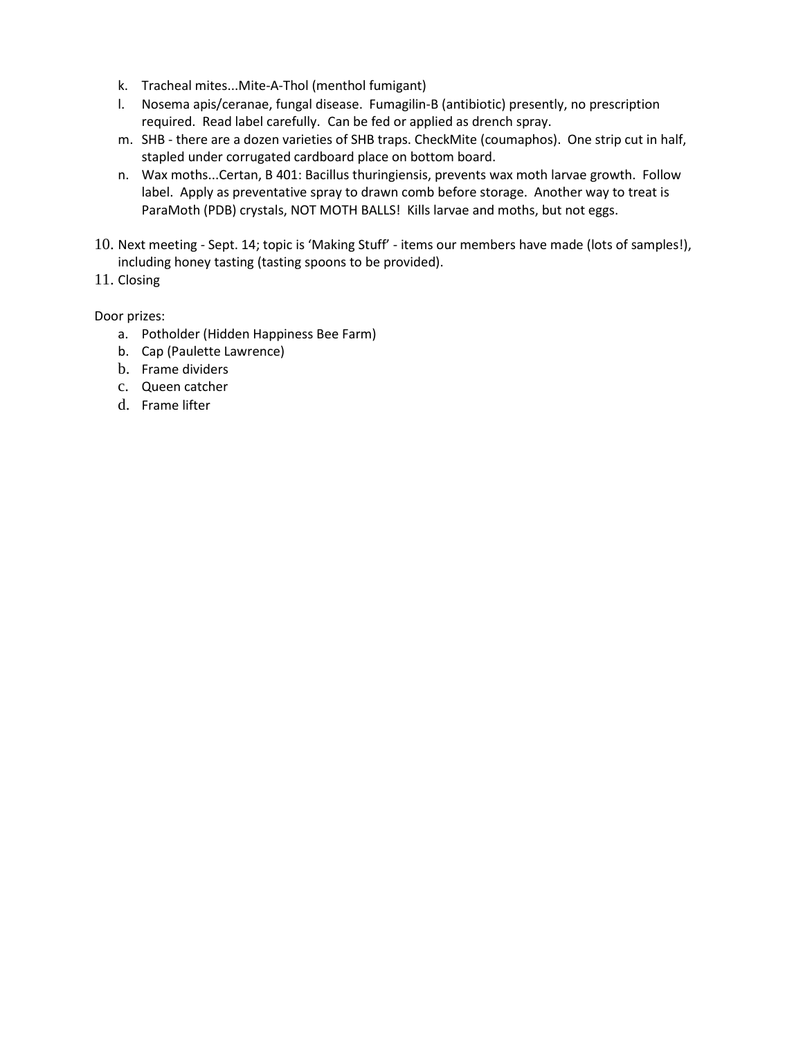k. Tracheal mites...Mite-A-Thol (menthol fumigant)
l. Nosema apis/ceranae, fungal disease. Fumagilin-B (antibiotic) presently, no prescription required. Read label carefully. Can be fed or applied as drench spray.
m. SHB - there are a dozen varieties of SHB traps. CheckMite (coumaphos). One strip cut in half, stapled under corrugated cardboard place on bottom board.
n. Wax moths...Certan, B 401: Bacillus thuringiensis, prevents wax moth larvae growth. Follow label. Apply as preventative spray to drawn comb before storage. Another way to treat is ParaMoth (PDB) crystals, NOT MOTH BALLS! Kills larvae and moths, but not eggs.

10. Next meeting - Sept. 14; topic is 'Making Stuff' - items our members have made (lots of samples!), including honey tasting (tasting spoons to be provided).
11. Closing

Door prizes:

a. Potholder (Hidden Happiness Bee Farm)
b. Cap (Paulette Lawrence)
b. Frame dividers
c. Queen catcher
d. Frame lifter